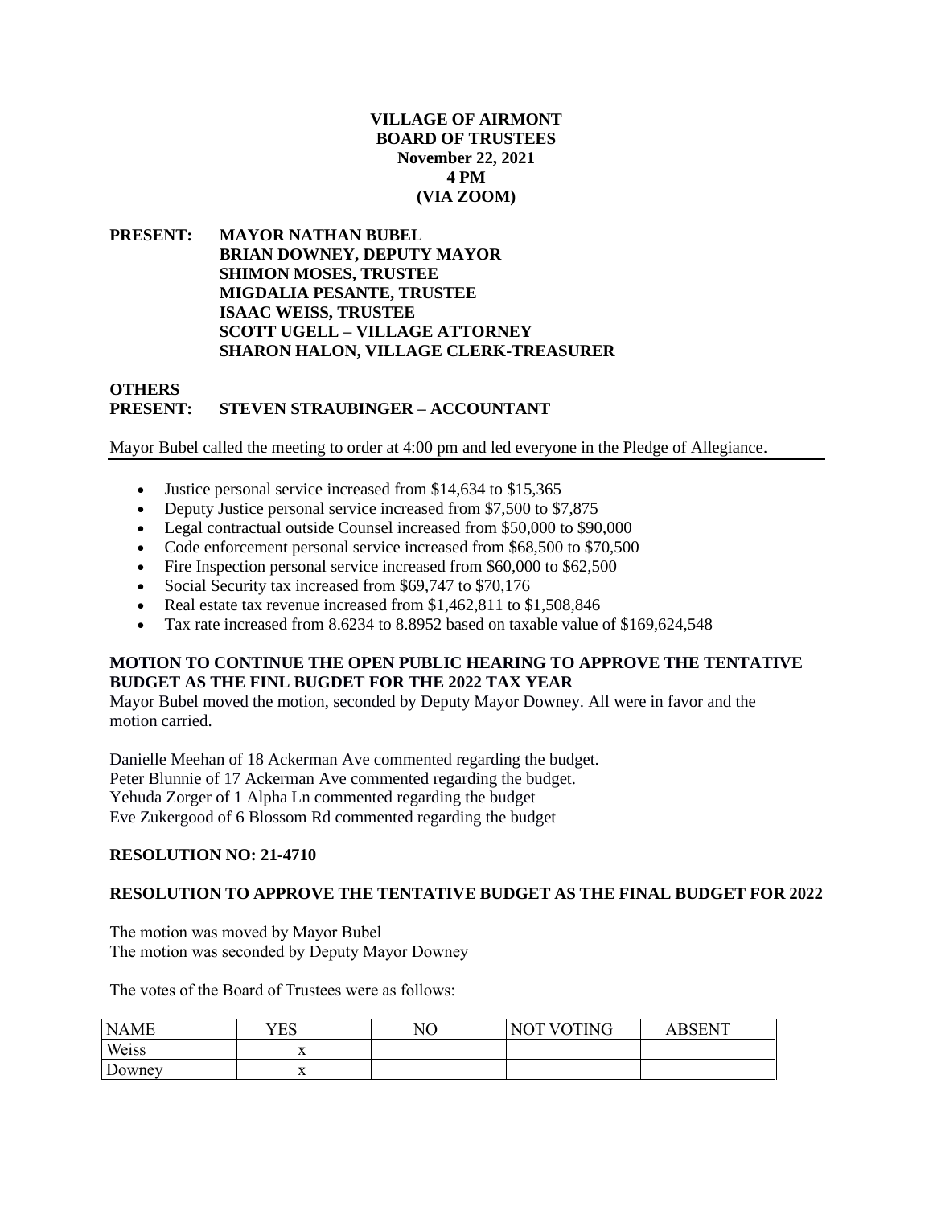**VILLAGE OF AIRMONT**
**BOARD OF TRUSTEES**
**November 22, 2021**
**4 PM**
**(VIA ZOOM)**

**PRESENT:** **MAYOR NATHAN BUBEL**
**BRIAN DOWNEY, DEPUTY MAYOR**
**SHIMON MOSES, TRUSTEE**
**MIGDALIA PESANTE, TRUSTEE**
**ISAAC WEISS, TRUSTEE**
**SCOTT UGELL – VILLAGE ATTORNEY**
**SHARON HALON, VILLAGE CLERK-TREASURER**

**OTHERS PRESENT:** **STEVEN STRAUBINGER – ACCOUNTANT**

Mayor Bubel called the meeting to order at 4:00 pm and led everyone in the Pledge of Allegiance.

- Justice personal service increased from $14,634 to $15,365
- Deputy Justice personal service increased from $7,500 to $7,875
- Legal contractual outside Counsel increased from $50,000 to $90,000
- Code enforcement personal service increased from $68,500 to $70,500
- Fire Inspection personal service increased from $60,000 to $62,500
- Social Security tax increased from $69,747 to $70,176
- Real estate tax revenue increased from $1,462,811 to $1,508,846
- Tax rate increased from 8.6234 to 8.8952 based on taxable value of $169,624,548

**MOTION TO CONTINUE THE OPEN PUBLIC HEARING TO APPROVE THE TENTATIVE BUDGET AS THE FINL BUGDET FOR THE 2022 TAX YEAR**

Mayor Bubel moved the motion, seconded by Deputy Mayor Downey. All were in favor and the motion carried.

Danielle Meehan of 18 Ackerman Ave commented regarding the budget.
Peter Blunnie of 17 Ackerman Ave commented regarding the budget.
Yehuda Zorger of 1 Alpha Ln commented regarding the budget
Eve Zukergood of 6 Blossom Rd commented regarding the budget

**RESOLUTION NO: 21-4710**

**RESOLUTION TO APPROVE THE TENTATIVE BUDGET AS THE FINAL BUDGET FOR 2022**

The motion was moved by Mayor Bubel
The motion was seconded by Deputy Mayor Downey

The votes of the Board of Trustees were as follows:

| NAME | YES | NO | NOT VOTING | ABSENT |
|---|---|---|---|---|
| Weiss | x | | | |
| Downey | x | | | |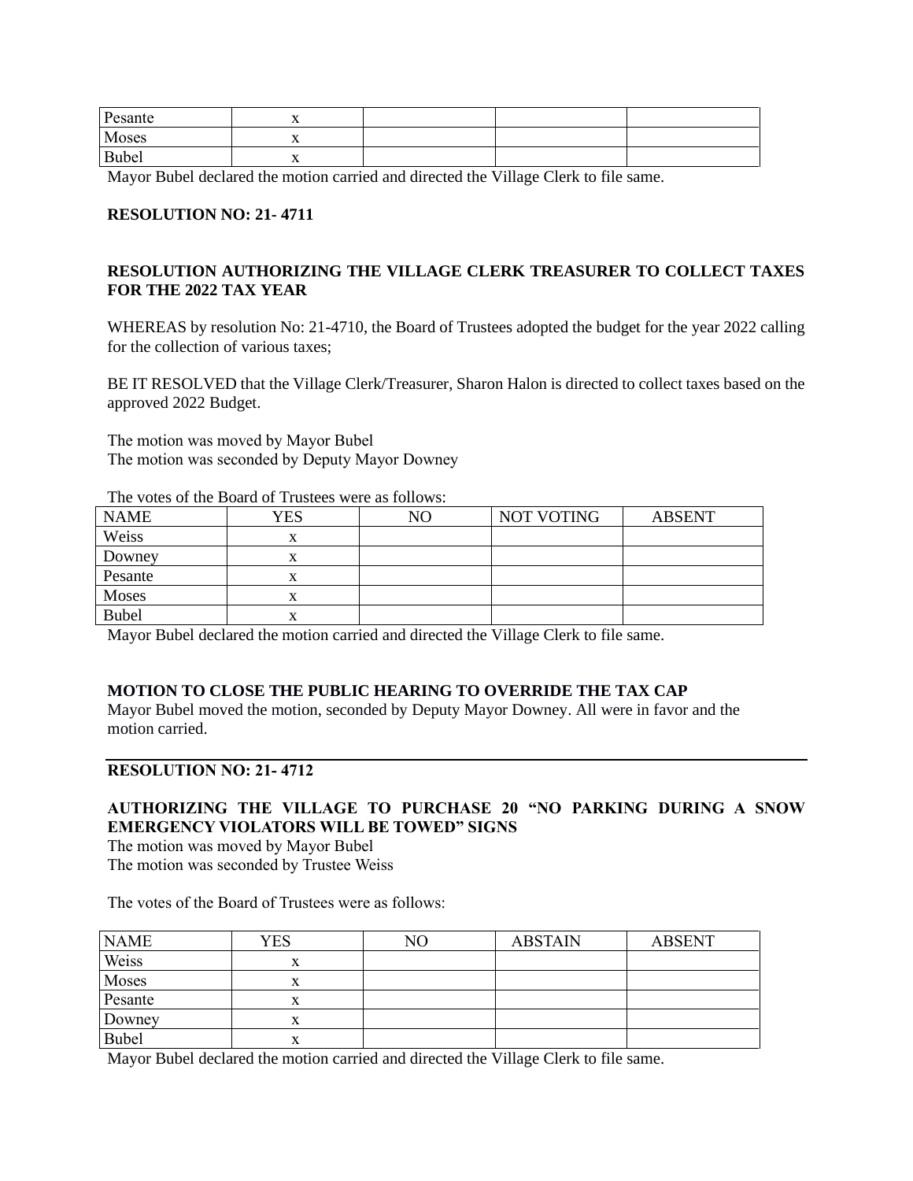| Pesante | x | | | |
|---|---|---|---|---|
| Moses | x | | | |
| Bubel | x | | | |

Mayor Bubel declared the motion carried and directed the Village Clerk to file same.

**RESOLUTION NO: 21- 4711**

**RESOLUTION AUTHORIZING THE VILLAGE CLERK TREASURER TO COLLECT TAXES FOR THE 2022 TAX YEAR**

WHEREAS by resolution No: 21-4710, the Board of Trustees adopted the budget for the year 2022 calling for the collection of various taxes;

BE IT RESOLVED that the Village Clerk/Treasurer, Sharon Halon is directed to collect taxes based on the approved 2022 Budget.

The motion was moved by Mayor Bubel
The motion was seconded by Deputy Mayor Downey

The votes of the Board of Trustees were as follows:

| NAME | YES | NO | NOT VOTING | ABSENT |
|---|---|---|---|---|
| Weiss | x | | | |
| Downey | x | | | |
| Pesante | x | | | |
| Moses | x | | | |
| Bubel | x | | | |

Mayor Bubel declared the motion carried and directed the Village Clerk to file same.

**MOTION TO CLOSE THE PUBLIC HEARING TO OVERRIDE THE TAX CAP**
Mayor Bubel moved the motion, seconded by Deputy Mayor Downey. All were in favor and the motion carried.

---

**RESOLUTION NO: 21- 4712**

**AUTHORIZING THE VILLAGE TO PURCHASE 20 "NO PARKING DURING A SNOW EMERGENCY VIOLATORS WILL BE TOWED" SIGNS**
The motion was moved by Mayor Bubel
The motion was seconded by Trustee Weiss

The votes of the Board of Trustees were as follows:

| NAME | YES | NO | ABSTAIN | ABSENT |
|---|---|---|---|---|
| Weiss | x | | | |
| Moses | x | | | |
| Pesante | x | | | |
| Downey | x | | | |
| Bubel | x | | | |

Mayor Bubel declared the motion carried and directed the Village Clerk to file same.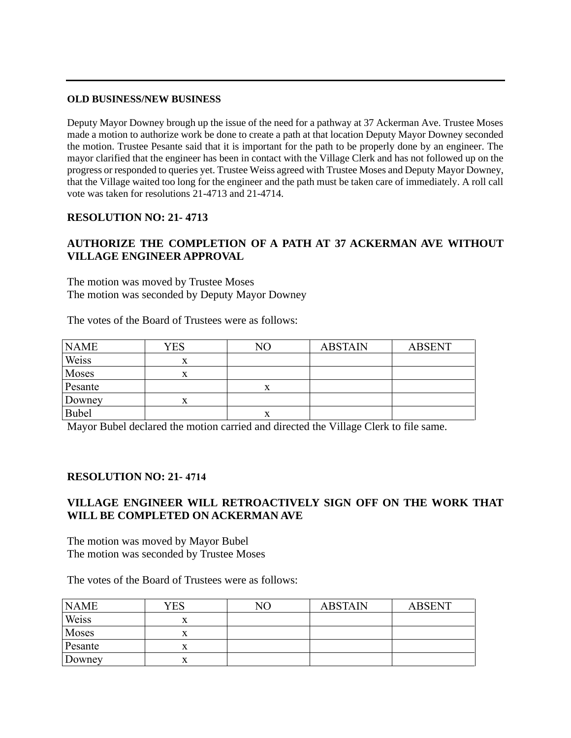**OLD BUSINESS/NEW BUSINESS**

Deputy Mayor Downey brough up the issue of the need for a pathway at 37 Ackerman Ave. Trustee Moses made a motion to authorize work be done to create a path at that location Deputy Mayor Downey seconded the motion. Trustee Pesante said that it is important for the path to be properly done by an engineer. The mayor clarified that the engineer has been in contact with the Village Clerk and has not followed up on the progress or responded to queries yet. Trustee Weiss agreed with Trustee Moses and Deputy Mayor Downey, that the Village waited too long for the engineer and the path must be taken care of immediately. A roll call vote was taken for resolutions 21-4713 and 21-4714.

**RESOLUTION NO: 21- 4713**

**AUTHORIZE THE COMPLETION OF A PATH AT 37 ACKERMAN AVE WITHOUT VILLAGE ENGINEER APPROVAL**

The motion was moved by Trustee Moses
The motion was seconded by Deputy Mayor Downey

The votes of the Board of Trustees were as follows:

| NAME | YES | NO | ABSTAIN | ABSENT |
|---|---|---|---|---|
| Weiss | x | | | |
| Moses | x | | | |
| Pesante | | x | | |
| Downey | x | | | |
| Bubel | | x | | |

Mayor Bubel declared the motion carried and directed the Village Clerk to file same.

**RESOLUTION NO: 21- 4714**

**VILLAGE ENGINEER WILL RETROACTIVELY SIGN OFF ON THE WORK THAT WILL BE COMPLETED ON ACKERMAN AVE**

The motion was moved by Mayor Bubel
The motion was seconded by Trustee Moses

The votes of the Board of Trustees were as follows:

| NAME | YES | NO | ABSTAIN | ABSENT |
|---|---|---|---|---|
| Weiss | x | | | |
| Moses | x | | | |
| Pesante | x | | | |
| Downey | x | | | |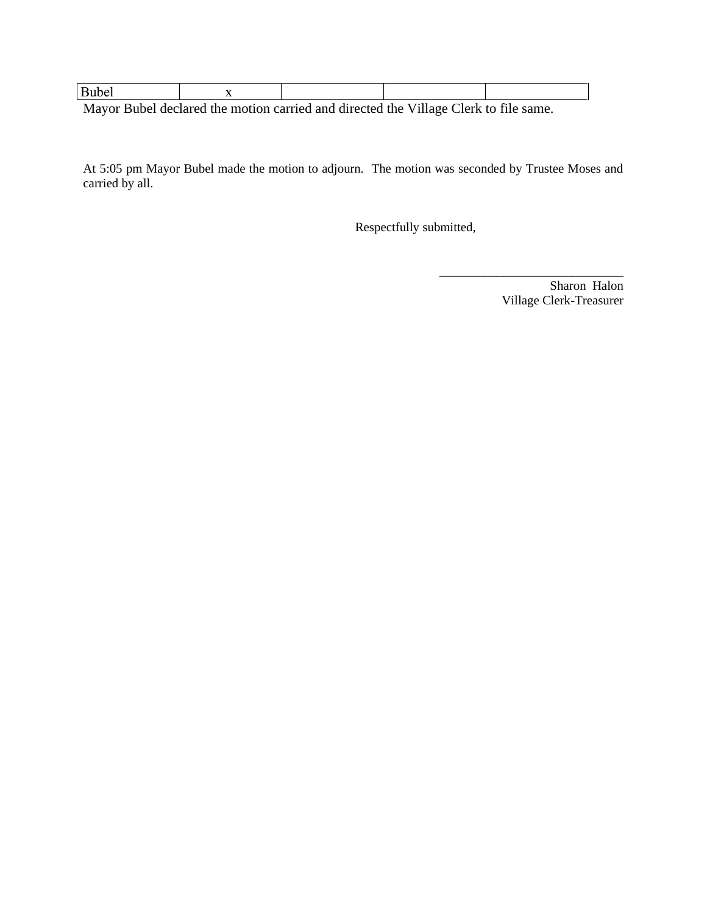| | | | | |
|---|---|---|---|---|
| Bubel | x | | | |

Mayor Bubel declared the motion carried and directed the Village Clerk to file same.

At 5:05 pm Mayor Bubel made the motion to adjourn. The motion was seconded by Trustee Moses and carried by all.

Respectfully submitted,

\_\_\_\_\_\_\_\_\_\_\_\_\_\_\_\_\_\_\_\_\_\_\_\_\_\_\_\_\_\_

Sharon Halon
Village Clerk-Treasurer